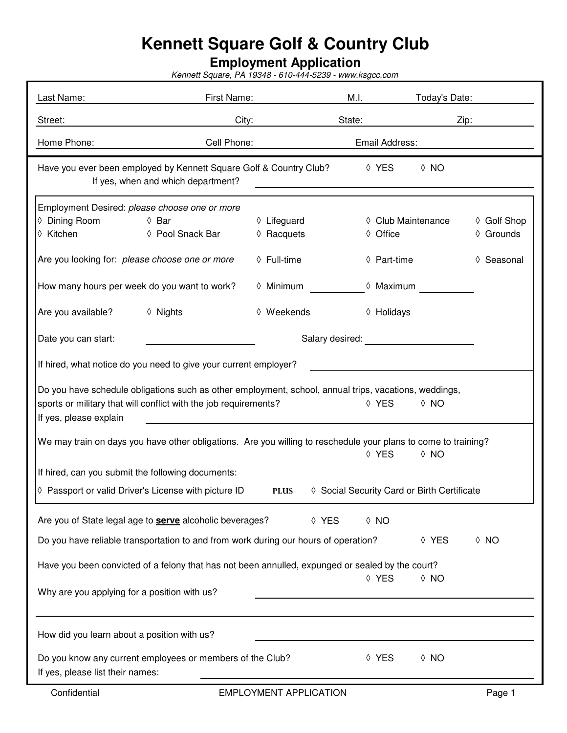# Kennett Square Golf & Country Club

## Employment Application

*Kennett Square, PA 19348 - 610-444-5239 - www.ksgcc.com*

Last Name: First Name: M.I. Today's Date:

Street: City: State: Zip:

Home Phone: Cell Phone: Email Address:

Have you ever been employed by Kennett Square Golf & Country Club? ◊ YES ◊ NO

If yes, when and which department?

Employment Desired: *please choose one or more*

| | | | | |
|---|---|---|---|---|
| ◊ Dining Room | ◊ Bar | ◊ Lifeguard | ◊ Club Maintenance | ◊ Golf Shop |
| ◊ Kitchen | ◊ Pool Snack Bar | ◊ Racquets | ◊ Office | ◊ Grounds |

Are you looking for: *please choose one or more* ◊ Full-time ◊ Part-time ◊ Seasonal

How many hours per week do you want to work? ◊ Minimum ◊ Maximum

Are you available? ◊ Nights ◊ Weekends ◊ Holidays

Date you can start: Salary desired:

If hired, what notice do you need to give your current employer?

Do you have schedule obligations such as other employment, school, annual trips, vacations, weddings, sports or military that will conflict with the job requirements? ◊ YES ◊ NO

If yes, please explain

We may train on days you have other obligations. Are you willing to reschedule your plans to come to training? ◊ YES ◊ NO

If hired, can you submit the following documents:

◊ Passport or valid Driver's License with picture ID **PLUS** ◊ Social Security Card or Birth Certificate

Are you of State legal age to **serve** alcoholic beverages? ◊ YES ◊ NO

Do you have reliable transportation to and from work during our hours of operation? ◊ YES ◊ NO

Have you been convicted of a felony that has not been annulled, expunged or sealed by the court? ◊ YES ◊ NO

Why are you applying for a position with us?

How did you learn about a position with us?

Do you know any current employees or members of the Club? ◊ YES ◊ NO

If yes, please list their names:

Confidential EMPLOYMENT APPLICATION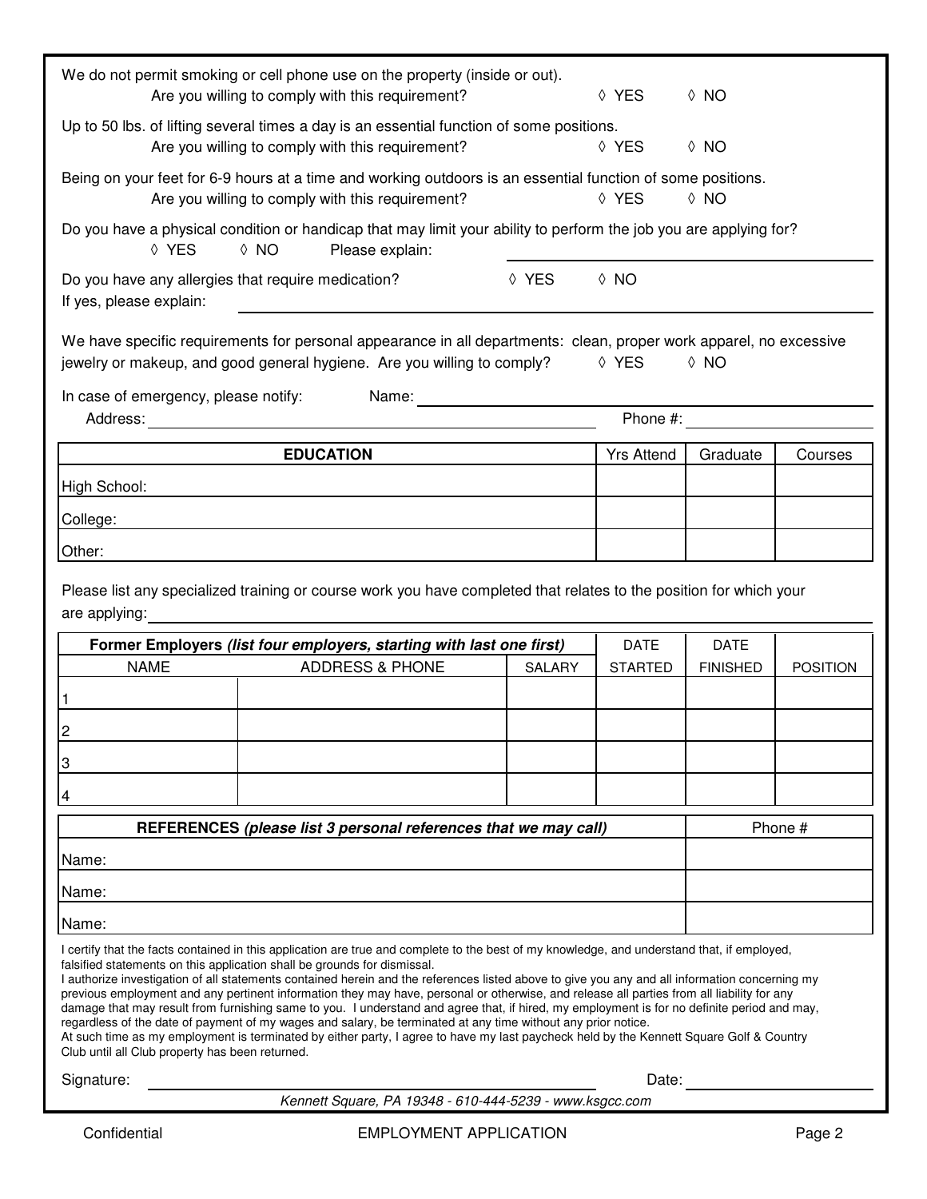We do not permit smoking or cell phone use on the property (inside or out).
Are you willing to comply with this requirement? ◊ YES ◊ NO

Up to 50 lbs. of lifting several times a day is an essential function of some positions.
Are you willing to comply with this requirement? ◊ YES ◊ NO

Being on your feet for 6-9 hours at a time and working outdoors is an essential function of some positions.
Are you willing to comply with this requirement? ◊ YES ◊ NO

Do you have a physical condition or handicap that may limit your ability to perform the job you are applying for?
◊ YES ◊ NO Please explain: ______________________________

Do you have any allergies that require medication? ◊ YES ◊ NO
If yes, please explain: ______________________________

We have specific requirements for personal appearance in all departments: clean, proper work apparel, no excessive jewelry or makeup, and good general hygiene. Are you willing to comply? ◊ YES ◊ NO

In case of emergency, please notify: Name: ______________________________
Address: ______________________________ Phone #: ______________

| EDUCATION | Yrs Attend | Graduate | Courses |
|---|---|---|---|
| High School: | | | |
| College: | | | |
| Other: | | | |

Please list any specialized training or course work you have completed that relates to the position for which your are applying: ______________________________

| Former Employers *(list four employers, starting with last one first)* | | | DATE | DATE | |
|---|---|---|---|---|---|
| NAME | ADDRESS & PHONE | SALARY | STARTED | FINISHED | POSITION |
| 1 | | | | | |
| 2 | | | | | |
| 3 | | | | | |
| 4 | | | | | |

| REFERENCES *(please list 3 personal references that we may call)* | Phone # |
|---|---|
| Name: | |
| Name: | |
| Name: | |

I certify that the facts contained in this application are true and complete to the best of my knowledge, and understand that, if employed, falsified statements on this application shall be grounds for dismissal.
I authorize investigation of all statements contained herein and the references listed above to give you any and all information concerning my previous employment and any pertinent information they may have, personal or otherwise, and release all parties from all liability for any damage that may result from furnishing same to you. I understand and agree that, if hired, my employment is for no definite period and may, regardless of the date of payment of my wages and salary, be terminated at any time without any prior notice.
At such time as my employment is terminated by either party, I agree to have my last paycheck held by the Kennett Square Golf & Country Club until all Club property has been returned.

Signature: ______________________________ Date: ______________

*Kennett Square, PA 19348 - 610-444-5239 - www.ksgcc.com*

Confidential EMPLOYMENT APPLICATION